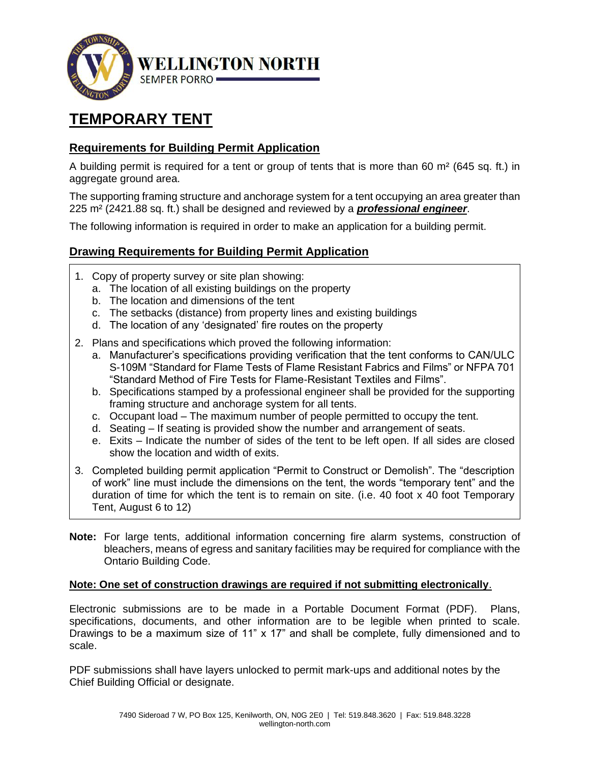WELLINGTON NORTH

SEMPER PORRO

# TEMPORARY TENT

## Requirements for Building Permit Application

A building permit is required for a tent or group of tents that is more than 60 m² (645 sq. ft.) in aggregate ground area.

The supporting framing structure and anchorage system for a tent occupying an area greater than 225 m² (2421.88 sq. ft.) shall be designed and reviewed by a ***professional engineer***.

The following information is required in order to make an application for a building permit.

## Drawing Requirements for Building Permit Application

1. Copy of property survey or site plan showing:
   a. The location of all existing buildings on the property
   b. The location and dimensions of the tent
   c. The setbacks (distance) from property lines and existing buildings
   d. The location of any 'designated' fire routes on the property
2. Plans and specifications which proved the following information:
   a. Manufacturer's specifications providing verification that the tent conforms to CAN/ULC S-109M "Standard for Flame Tests of Flame Resistant Fabrics and Films" or NFPA 701 "Standard Method of Fire Tests for Flame-Resistant Textiles and Films".
   b. Specifications stamped by a professional engineer shall be provided for the supporting framing structure and anchorage system for all tents.
   c. Occupant load – The maximum number of people permitted to occupy the tent.
   d. Seating – If seating is provided show the number and arrangement of seats.
   e. Exits – Indicate the number of sides of the tent to be left open. If all sides are closed show the location and width of exits.
3. Completed building permit application "Permit to Construct or Demolish". The "description of work" line must include the dimensions on the tent, the words "temporary tent" and the duration of time for which the tent is to remain on site. (i.e. 40 foot x 40 foot Temporary Tent, August 6 to 12)

**Note:** For large tents, additional information concerning fire alarm systems, construction of bleachers, means of egress and sanitary facilities may be required for compliance with the Ontario Building Code.

**Note: One set of construction drawings are required if not submitting electronically**.

Electronic submissions are to be made in a Portable Document Format (PDF). Plans, specifications, documents, and other information are to be legible when printed to scale. Drawings to be a maximum size of 11" x 17" and shall be complete, fully dimensioned and to scale.

PDF submissions shall have layers unlocked to permit mark-ups and additional notes by the Chief Building Official or designate.

7490 Sideroad 7 W, PO Box 125, Kenilworth, ON, N0G 2E0 | Tel: 519.848.3620 | Fax: 519.848.3228
wellington-north.com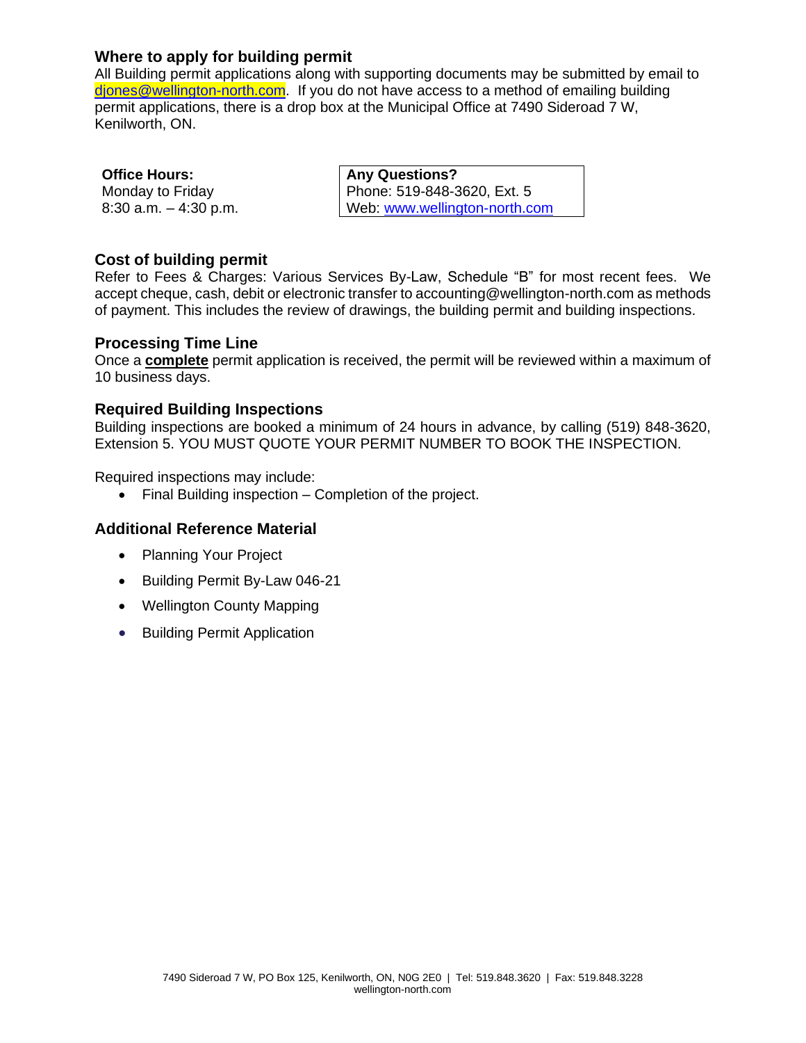## Where to apply for building permit

All Building permit applications along with supporting documents may be submitted by email to djones@wellington-north.com. If you do not have access to a method of emailing building permit applications, there is a drop box at the Municipal Office at 7490 Sideroad 7 W, Kenilworth, ON.

**Office Hours:**
Monday to Friday
8:30 a.m. – 4:30 p.m.

**Any Questions?**
Phone: 519-848-3620, Ext. 5
Web: www.wellington-north.com

## Cost of building permit

Refer to Fees & Charges: Various Services By-Law, Schedule "B" for most recent fees. We accept cheque, cash, debit or electronic transfer to accounting@wellington-north.com as methods of payment. This includes the review of drawings, the building permit and building inspections.

## Processing Time Line

Once a **complete** permit application is received, the permit will be reviewed within a maximum of 10 business days.

## Required Building Inspections

Building inspections are booked a minimum of 24 hours in advance, by calling (519) 848-3620, Extension 5. YOU MUST QUOTE YOUR PERMIT NUMBER TO BOOK THE INSPECTION.

Required inspections may include:

- Final Building inspection – Completion of the project.

## Additional Reference Material

- Planning Your Project
- Building Permit By-Law 046-21
- Wellington County Mapping
- Building Permit Application